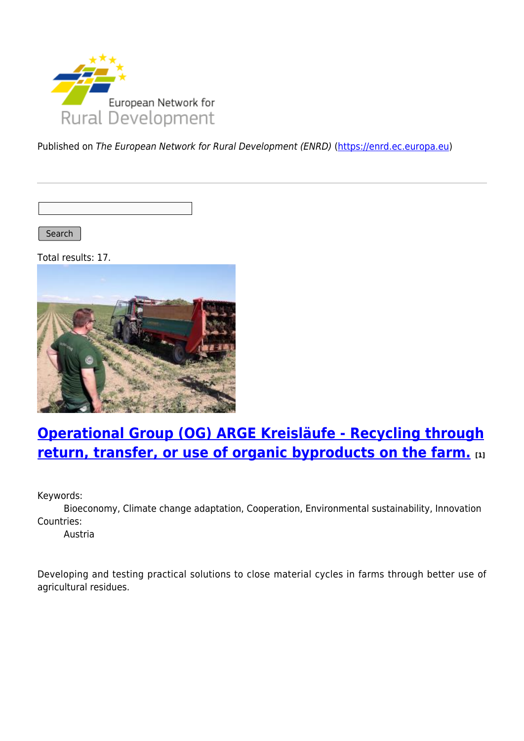Published on *The European Network for Rural Development (ENRD)* (https://enrd.ec.europa.eu)

Search

Total results: 17.

## Operational Group (OG) ARGE Kreisläufe - Recycling through return, transfer, or use of organic byproducts on the farm. [1]

Keywords:
Bioeconomy, Climate change adaptation, Cooperation, Environmental sustainability, Innovation

Countries:
Austria

Developing and testing practical solutions to close material cycles in farms through better use of agricultural residues.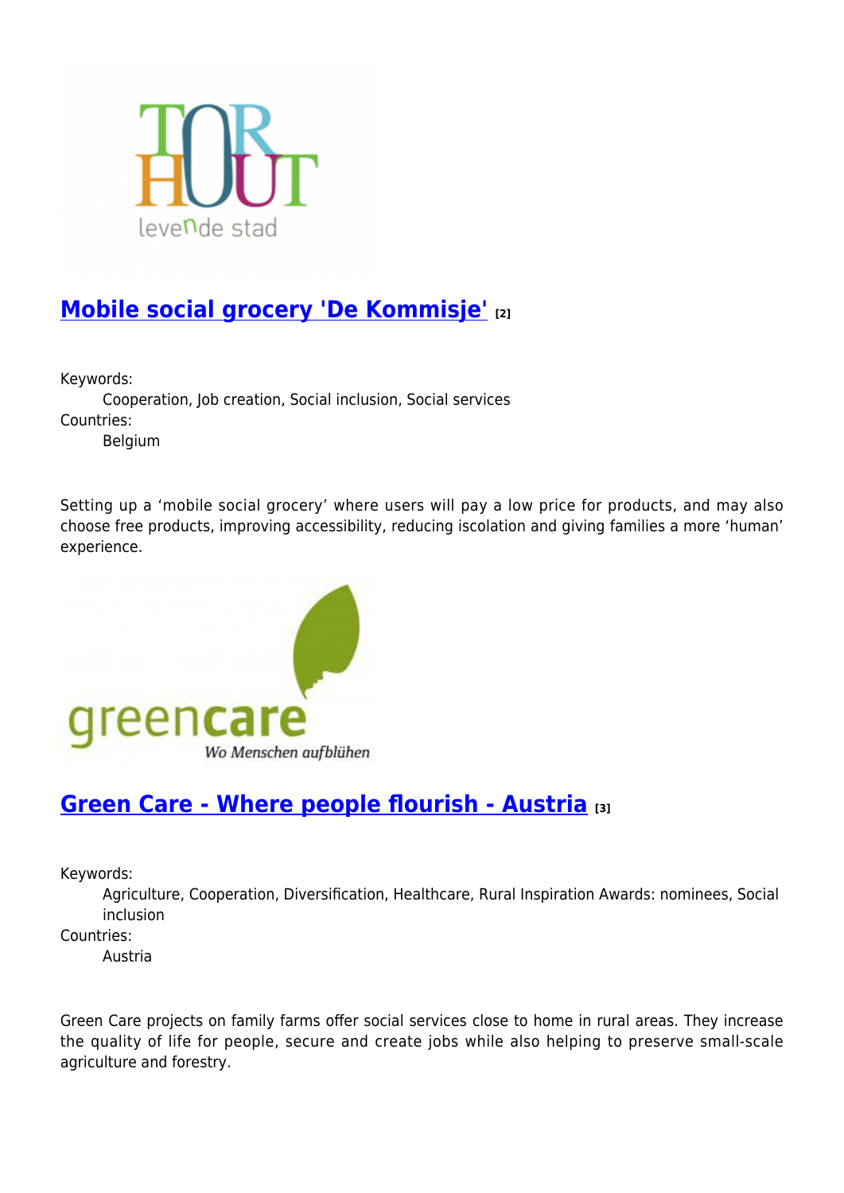## Mobile social grocery 'De Kommisje' [2]

Keywords:
Cooperation, Job creation, Social inclusion, Social services
Countries:
Belgium

Setting up a ‘mobile social grocery’ where users will pay a low price for products, and may also choose free products, improving accessibility, reducing iscolation and giving families a more ‘human’ experience.

## Green Care - Where people flourish - Austria [3]

Keywords:
Agriculture, Cooperation, Diversification, Healthcare, Rural Inspiration Awards: nominees, Social inclusion
Countries:
Austria

Green Care projects on family farms offer social services close to home in rural areas. They increase the quality of life for people, secure and create jobs while also helping to preserve small-scale agriculture and forestry.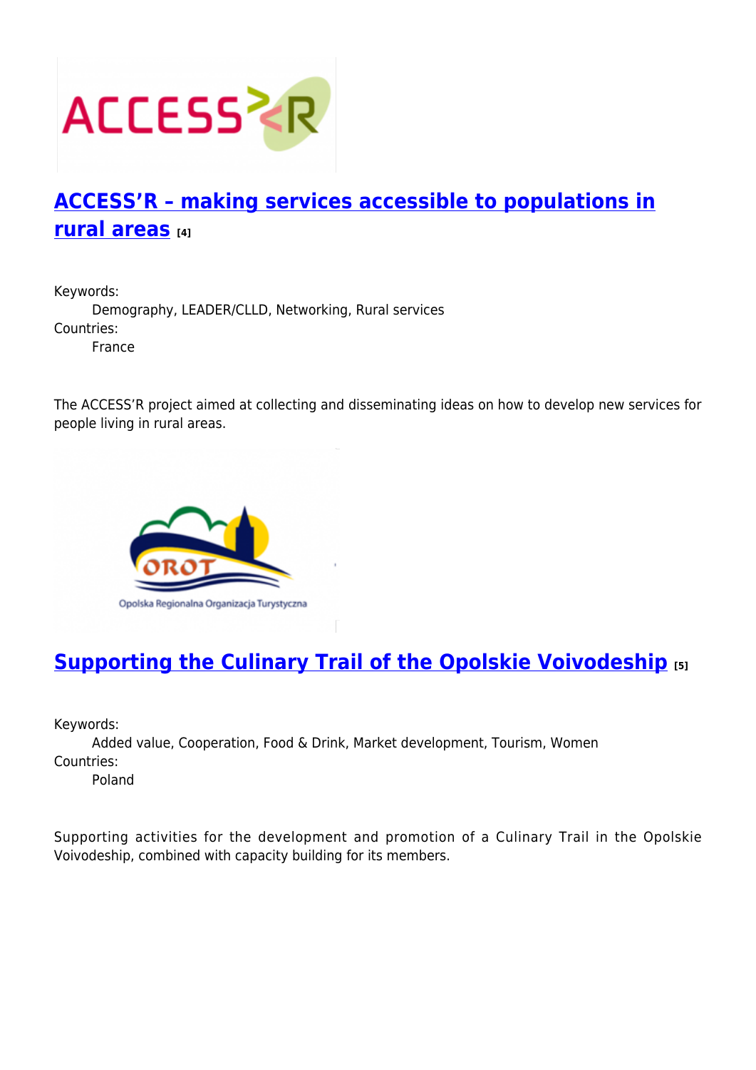## [ACCESS'R – making services accessible to populations in rural areas](#) [4]

Keywords:
: Demography, LEADER/CLLD, Networking, Rural services

Countries:
: France

The ACCESS'R project aimed at collecting and disseminating ideas on how to develop new services for people living in rural areas.

## [Supporting the Culinary Trail of the Opolskie Voivodeship](#) [5]

Keywords:
: Added value, Cooperation, Food & Drink, Market development, Tourism, Women

Countries:
: Poland

Supporting activities for the development and promotion of a Culinary Trail in the Opolskie Voivodeship, combined with capacity building for its members.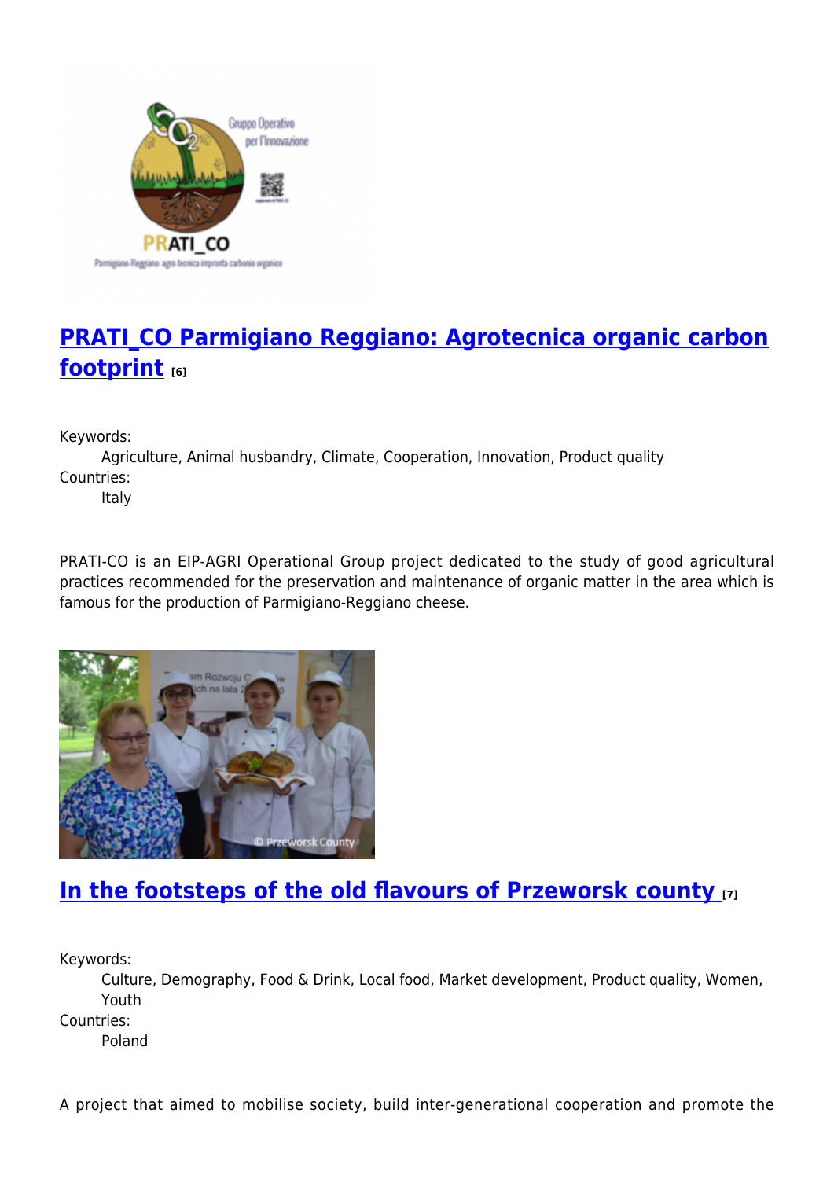## PRATI_CO Parmigiano Reggiano: Agrotecnica organic carbon footprint [6]

Keywords:
Agriculture, Animal husbandry, Climate, Cooperation, Innovation, Product quality
Countries:
Italy

PRATI-CO is an EIP-AGRI Operational Group project dedicated to the study of good agricultural practices recommended for the preservation and maintenance of organic matter in the area which is famous for the production of Parmigiano-Reggiano cheese.

## In the footsteps of the old flavours of Przeworsk county [7]

Keywords:
Culture, Demography, Food & Drink, Local food, Market development, Product quality, Women, Youth
Countries:
Poland

A project that aimed to mobilise society, build inter-generational cooperation and promote the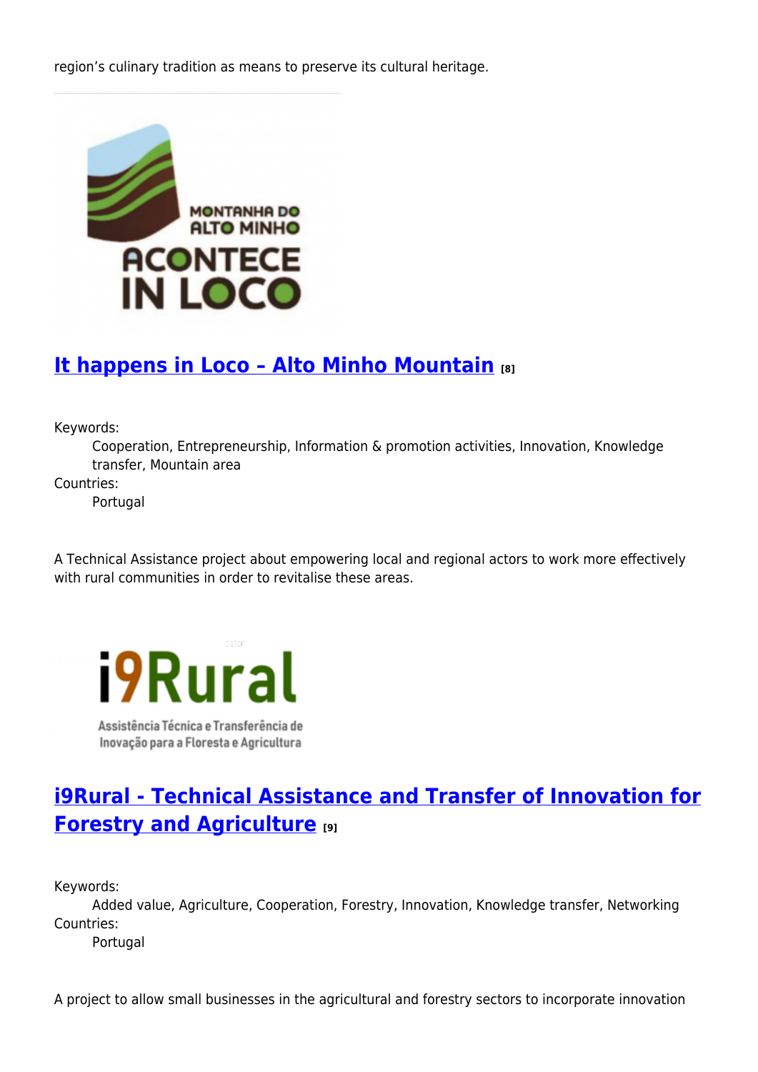region's culinary tradition as means to preserve its cultural heritage.

## It happens in Loco – Alto Minho Mountain [8]

Keywords:
: Cooperation, Entrepreneurship, Information & promotion activities, Innovation, Knowledge transfer, Mountain area

Countries:
: Portugal

A Technical Assistance project about empowering local and regional actors to work more effectively with rural communities in order to revitalise these areas.

## i9Rural - Technical Assistance and Transfer of Innovation for Forestry and Agriculture [9]

Keywords:
: Added value, Agriculture, Cooperation, Forestry, Innovation, Knowledge transfer, Networking

Countries:
: Portugal

A project to allow small businesses in the agricultural and forestry sectors to incorporate innovation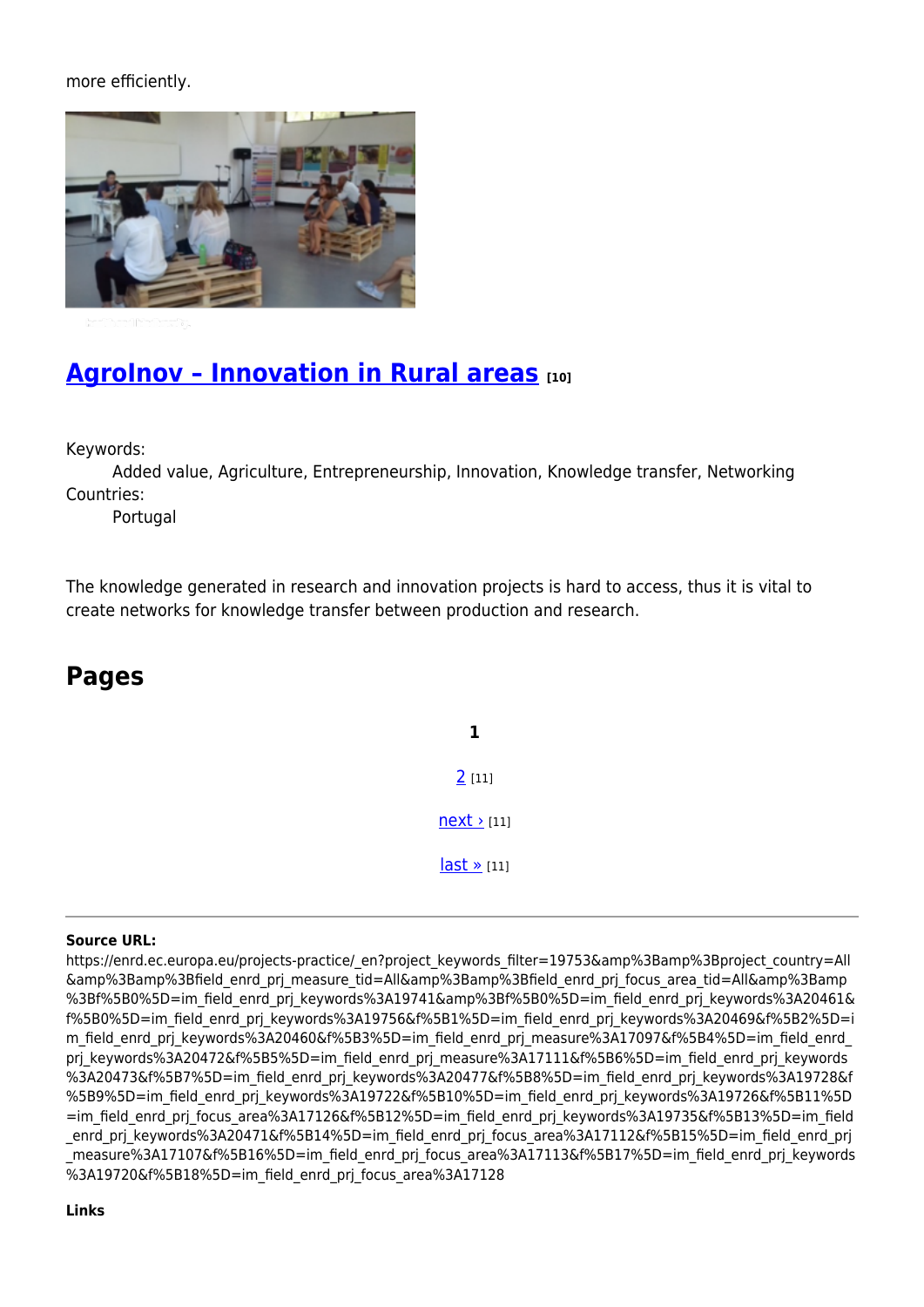more efficiently.

## [AgroInov – Innovation in Rural areas](#) [10]

Keywords:
Added value, Agriculture, Entrepreneurship, Innovation, Knowledge transfer, Networking
Countries:
Portugal

The knowledge generated in research and innovation projects is hard to access, thus it is vital to create networks for knowledge transfer between production and research.

## Pages

**1**

2 [11]

next › [11]

last » [11]

---

**Source URL:** https://enrd.ec.europa.eu/projects-practice/_en?project_keywords_filter=19753&amp%3Bamp%3Bproject_country=All&amp%3Bamp%3Bfield_enrd_prj_measure_tid=All&amp%3Bamp%3Bfield_enrd_prj_focus_area_tid=All&amp%3Bamp%3Bf%5B0%5D=im_field_enrd_prj_keywords%3A19741&amp%3Bf%5B0%5D=im_field_enrd_prj_keywords%3A20461&f%5B0%5D=im_field_enrd_prj_keywords%3A19756&f%5B1%5D=im_field_enrd_prj_keywords%3A20469&f%5B2%5D=im_field_enrd_prj_keywords%3A20460&f%5B3%5D=im_field_enrd_prj_measure%3A17097&f%5B4%5D=im_field_enrd_prj_keywords%3A20472&f%5B5%5D=im_field_enrd_prj_measure%3A17111&f%5B6%5D=im_field_enrd_prj_keywords%3A20473&f%5B7%5D=im_field_enrd_prj_keywords%3A20477&f%5B8%5D=im_field_enrd_prj_keywords%3A19728&f%5B9%5D=im_field_enrd_prj_keywords%3A19722&f%5B10%5D=im_field_enrd_prj_keywords%3A19726&f%5B11%5D=im_field_enrd_prj_focus_area%3A17126&f%5B12%5D=im_field_enrd_prj_keywords%3A19735&f%5B13%5D=im_field_enrd_prj_keywords%3A20471&f%5B14%5D=im_field_enrd_prj_focus_area%3A17112&f%5B15%5D=im_field_enrd_prj_measure%3A17107&f%5B16%5D=im_field_enrd_prj_focus_area%3A17113&f%5B17%5D=im_field_enrd_prj_keywords%3A19720&f%5B18%5D=im_field_enrd_prj_focus_area%3A17128

**Links**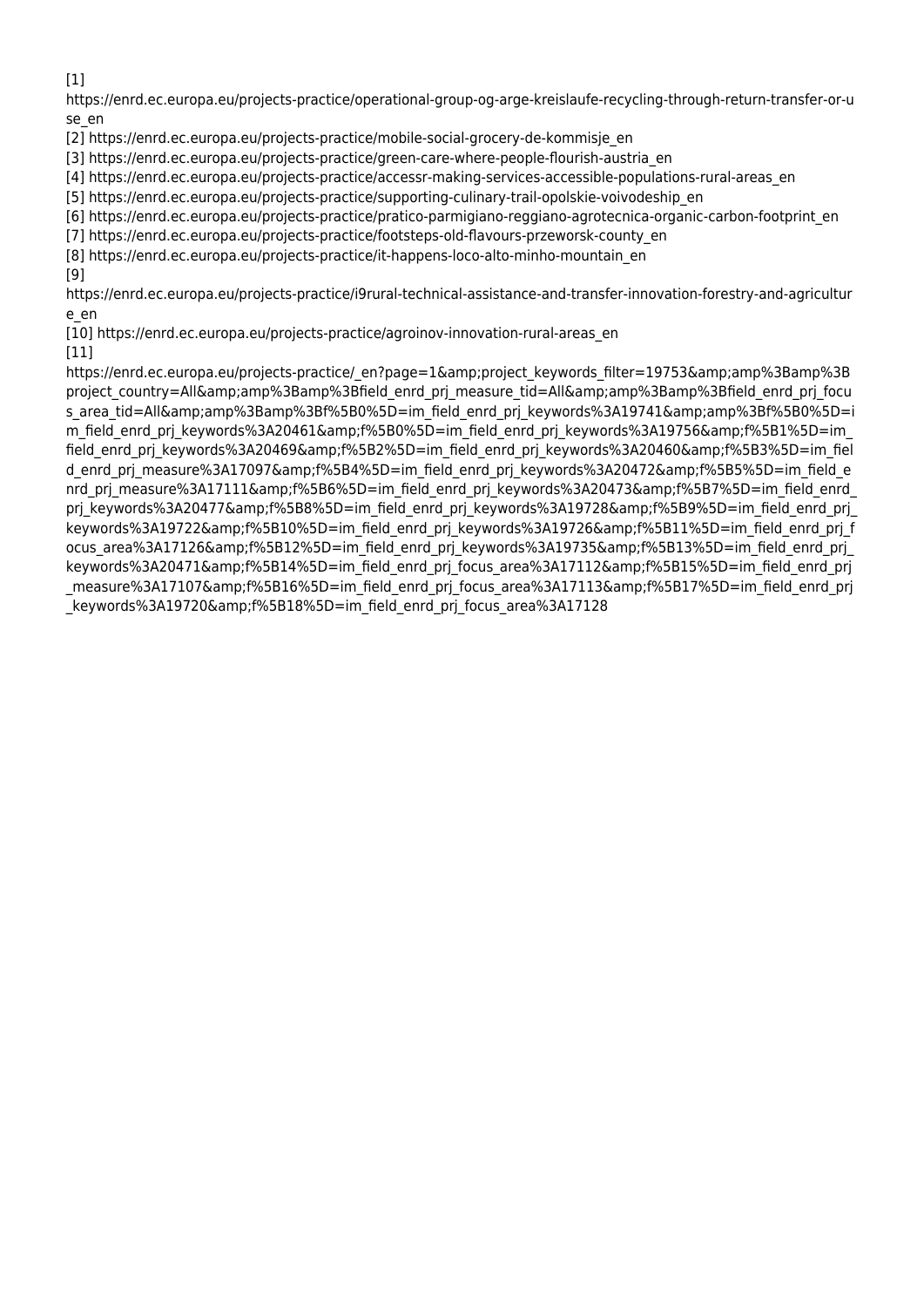[1] https://enrd.ec.europa.eu/projects-practice/operational-group-og-arge-kreislaufe-recycling-through-return-transfer-or-use_en

[2] https://enrd.ec.europa.eu/projects-practice/mobile-social-grocery-de-kommisje_en

[3] https://enrd.ec.europa.eu/projects-practice/green-care-where-people-flourish-austria_en

[4] https://enrd.ec.europa.eu/projects-practice/accessr-making-services-accessible-populations-rural-areas_en

[5] https://enrd.ec.europa.eu/projects-practice/supporting-culinary-trail-opolskie-voivodeship_en

[6] https://enrd.ec.europa.eu/projects-practice/pratico-parmigiano-reggiano-agrotecnica-organic-carbon-footprint_en

[7] https://enrd.ec.europa.eu/projects-practice/footsteps-old-flavours-przeworsk-county_en

[8] https://enrd.ec.europa.eu/projects-practice/it-happens-loco-alto-minho-mountain_en

[9] https://enrd.ec.europa.eu/projects-practice/i9rural-technical-assistance-and-transfer-innovation-forestry-and-agriculture_en

[10] https://enrd.ec.europa.eu/projects-practice/agroinov-innovation-rural-areas_en

[11] https://enrd.ec.europa.eu/projects-practice/_en?page=1&amp;project_keywords_filter=19753&amp;amp%3Bamp%3Bproject_country=All&amp;amp%3Bamp%3Bfield_enrd_prj_measure_tid=All&amp;amp%3Bamp%3Bfield_enrd_prj_focus_area_tid=All&amp;amp%3Bamp%3Bf%5B0%5D=im_field_enrd_prj_keywords%3A19741&amp;amp%3Bf%5B0%5D=im_field_enrd_prj_keywords%3A20461&amp;f%5B0%5D=im_field_enrd_prj_keywords%3A19756&amp;f%5B1%5D=im_field_enrd_prj_keywords%3A20469&amp;f%5B2%5D=im_field_enrd_prj_keywords%3A20460&amp;f%5B3%5D=im_field_enrd_prj_measure%3A17097&amp;f%5B4%5D=im_field_enrd_prj_keywords%3A20472&amp;f%5B5%5D=im_field_enrd_prj_measure%3A17111&amp;f%5B6%5D=im_field_enrd_prj_keywords%3A20473&amp;f%5B7%5D=im_field_enrd_prj_keywords%3A20477&amp;f%5B8%5D=im_field_enrd_prj_keywords%3A19728&amp;f%5B9%5D=im_field_enrd_prj_keywords%3A19722&amp;f%5B10%5D=im_field_enrd_prj_keywords%3A19726&amp;f%5B11%5D=im_field_enrd_prj_focus_area%3A17126&amp;f%5B12%5D=im_field_enrd_prj_keywords%3A19735&amp;f%5B13%5D=im_field_enrd_prj_keywords%3A20471&amp;f%5B14%5D=im_field_enrd_prj_focus_area%3A17112&amp;f%5B15%5D=im_field_enrd_prj_measure%3A17107&amp;f%5B16%5D=im_field_enrd_prj_focus_area%3A17113&amp;f%5B17%5D=im_field_enrd_prj_keywords%3A19720&amp;f%5B18%5D=im_field_enrd_prj_focus_area%3A17128